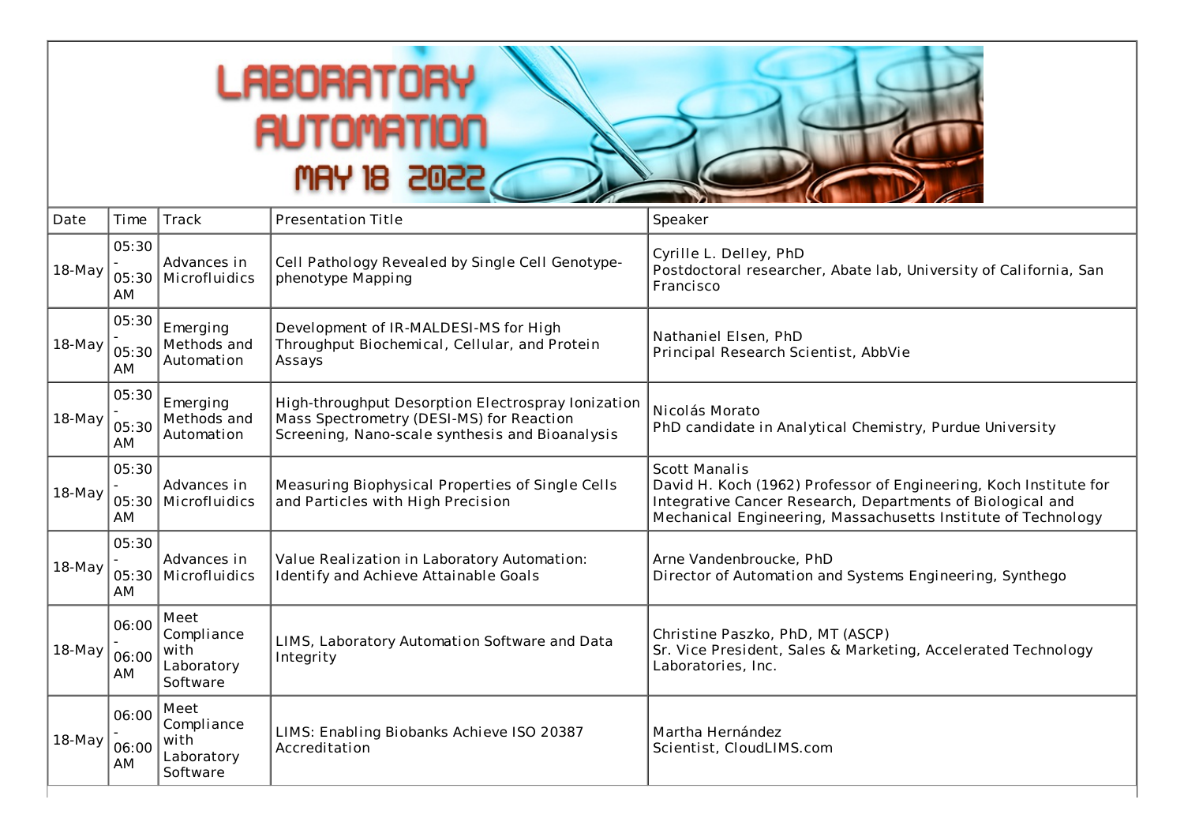# LABORATORY AUTOMATION MAY 18 2022

| Date | Time | Track | Presentation Title | Speaker |
|---|---|---|---|---|
| 18-May | 05:30 - 05:30 AM | Advances in Microfluidics | Cell Pathology Revealed by Single Cell Genotype-phenotype Mapping | Cyrille L. Delley, PhD<br>Postdoctoral researcher, Abate lab, University of California, San Francisco |
| 18-May | 05:30 - 05:30 AM | Emerging Methods and Automation | Development of IR-MALDESI-MS for High Throughput Biochemical, Cellular, and Protein Assays | Nathaniel Elsen, PhD<br>Principal Research Scientist, AbbVie |
| 18-May | 05:30 - 05:30 AM | Emerging Methods and Automation | High-throughput Desorption Electrospray Ionization Mass Spectrometry (DESI-MS) for Reaction Screening, Nano-scale synthesis and Bioanalysis | Nicolás Morato<br>PhD candidate in Analytical Chemistry, Purdue University |
| 18-May | 05:30 - 05:30 AM | Advances in Microfluidics | Measuring Biophysical Properties of Single Cells and Particles with High Precision | Scott Manalis<br>David H. Koch (1962) Professor of Engineering, Koch Institute for Integrative Cancer Research, Departments of Biological and Mechanical Engineering, Massachusetts Institute of Technology |
| 18-May | 05:30 - 05:30 AM | Advances in Microfluidics | Value Realization in Laboratory Automation: Identify and Achieve Attainable Goals | Arne Vandenbroucke, PhD<br>Director of Automation and Systems Engineering, Synthego |
| 18-May | 06:00 - 06:00 AM | Meet Compliance with Laboratory Software | LIMS, Laboratory Automation Software and Data Integrity | Christine Paszko, PhD, MT (ASCP)<br>Sr. Vice President, Sales & Marketing, Accelerated Technology Laboratories, Inc. |
| 18-May | 06:00 - 06:00 AM | Meet Compliance with Laboratory Software | LIMS: Enabling Biobanks Achieve ISO 20387 Accreditation | Martha Hernández<br>Scientist, CloudLIMS.com |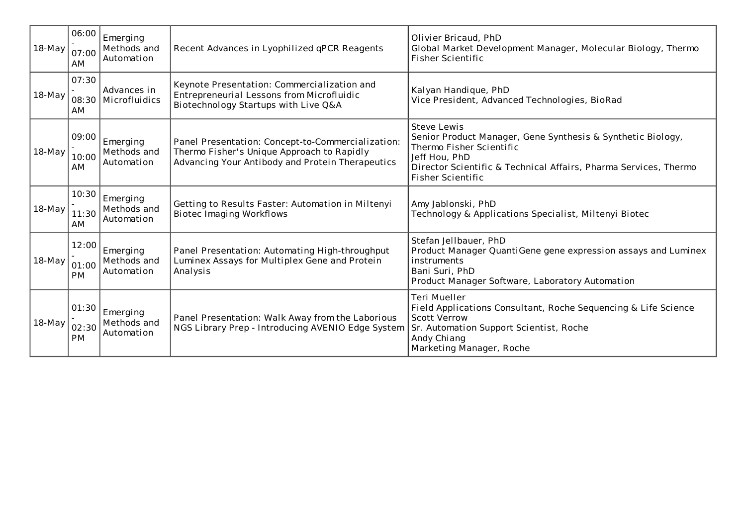| | | | | |
|---|---|---|---|---|
| 18-May | 06:00 - 07:00 AM | Emerging Methods and Automation | Recent Advances in Lyophilized qPCR Reagents | Olivier Bricaud, PhD<br>Global Market Development Manager, Molecular Biology, Thermo Fisher Scientific |
| 18-May | 07:30 - 08:30 AM | Advances in Microfluidics | Keynote Presentation: Commercialization and Entrepreneurial Lessons from Microfluidic Biotechnology Startups with Live Q&A | Kalyan Handique, PhD<br>Vice President, Advanced Technologies, BioRad |
| 18-May | 09:00 - 10:00 AM | Emerging Methods and Automation | Panel Presentation: Concept-to-Commercialization: Thermo Fisher's Unique Approach to Rapidly Advancing Your Antibody and Protein Therapeutics | Steve Lewis<br>Senior Product Manager, Gene Synthesis & Synthetic Biology, Thermo Fisher Scientific<br>Jeff Hou, PhD<br>Director Scientific & Technical Affairs, Pharma Services, Thermo Fisher Scientific |
| 18-May | 10:30 - 11:30 AM | Emerging Methods and Automation | Getting to Results Faster: Automation in Miltenyi Biotec Imaging Workflows | Amy Jablonski, PhD<br>Technology & Applications Specialist, Miltenyi Biotec |
| 18-May | 12:00 - 01:00 PM | Emerging Methods and Automation | Panel Presentation: Automating High-throughput Luminex Assays for Multiplex Gene and Protein Analysis | Stefan Jellbauer, PhD<br>Product Manager QuantiGene gene expression assays and Luminex instruments<br>Bani Suri, PhD<br>Product Manager Software, Laboratory Automation |
| 18-May | 01:30 - 02:30 PM | Emerging Methods and Automation | Panel Presentation: Walk Away from the Laborious NGS Library Prep - Introducing AVENIO Edge System | Teri Mueller<br>Field Applications Consultant, Roche Sequencing & Life Science<br>Scott Verrow<br>Sr. Automation Support Scientist, Roche<br>Andy Chiang<br>Marketing Manager, Roche |